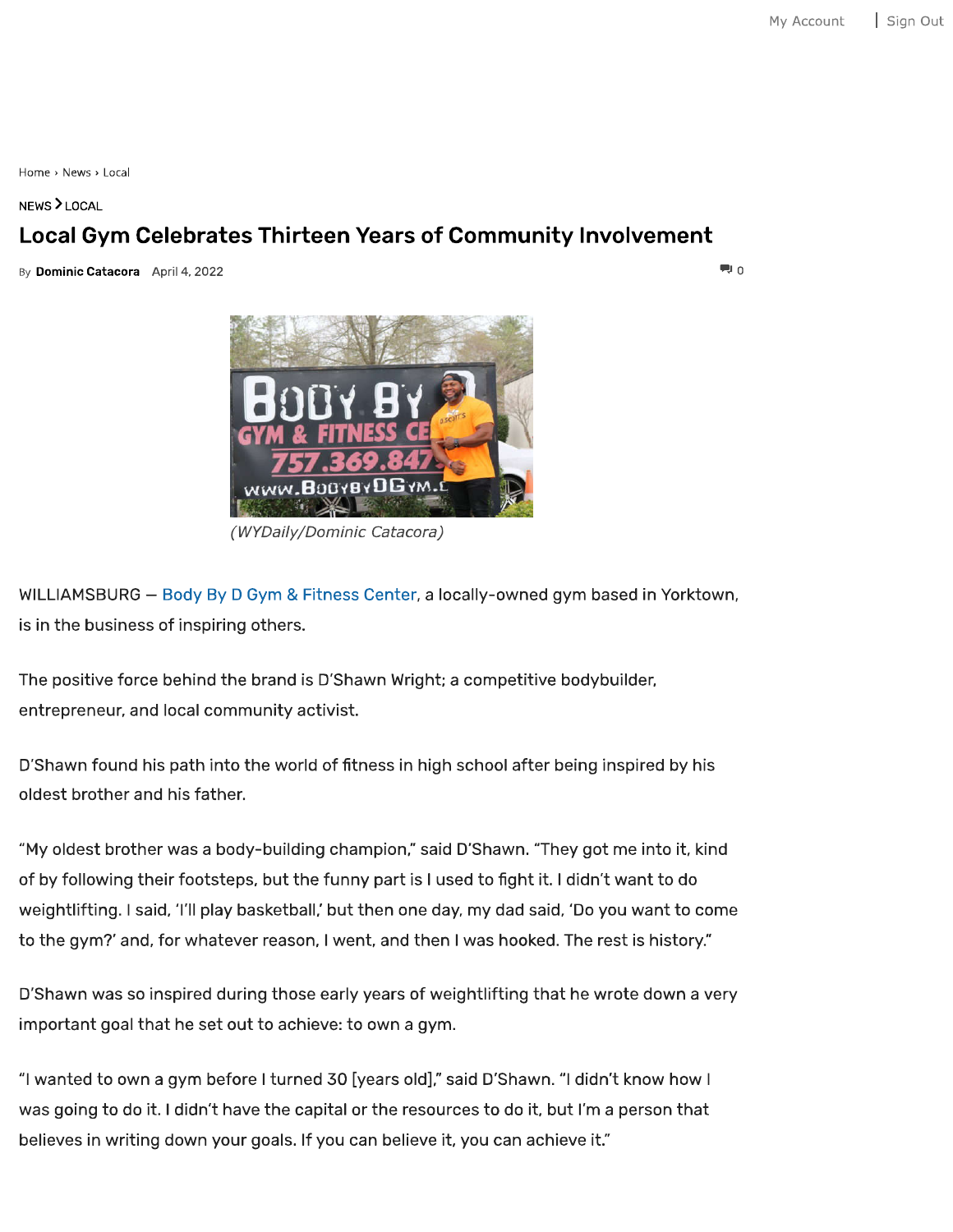Home › News › Local

NEWS > LOCAL

# Local Gym Celebrates Thirteen Years of Community Involvement

By **Dominic Catacora** April 4, 2022

(WYDaily/Dominic Catacora)

WILLIAMSBURG — Body By D Gym & Fitness Center, a locally-owned gym based in Yorktown, is in the business of inspiring others.

The positive force behind the brand is D'Shawn Wright; a competitive bodybuilder, entrepreneur, and local community activist.

D'Shawn found his path into the world of fitness in high school after being inspired by his oldest brother and his father.

"My oldest brother was a body-building champion," said D'Shawn. "They got me into it, kind of by following their footsteps, but the funny part is I used to fight it. I didn't want to do weightlifting. I said, 'I'll play basketball,' but then one day, my dad said, 'Do you want to come to the gym?' and, for whatever reason, I went, and then I was hooked. The rest is history."

D'Shawn was so inspired during those early years of weightlifting that he wrote down a very important goal that he set out to achieve: to own a gym.

"I wanted to own a gym before I turned 30 [years old]," said D'Shawn. "I didn't know how I was going to do it. I didn't have the capital or the resources to do it, but I'm a person that believes in writing down your goals. If you can believe it, you can achieve it."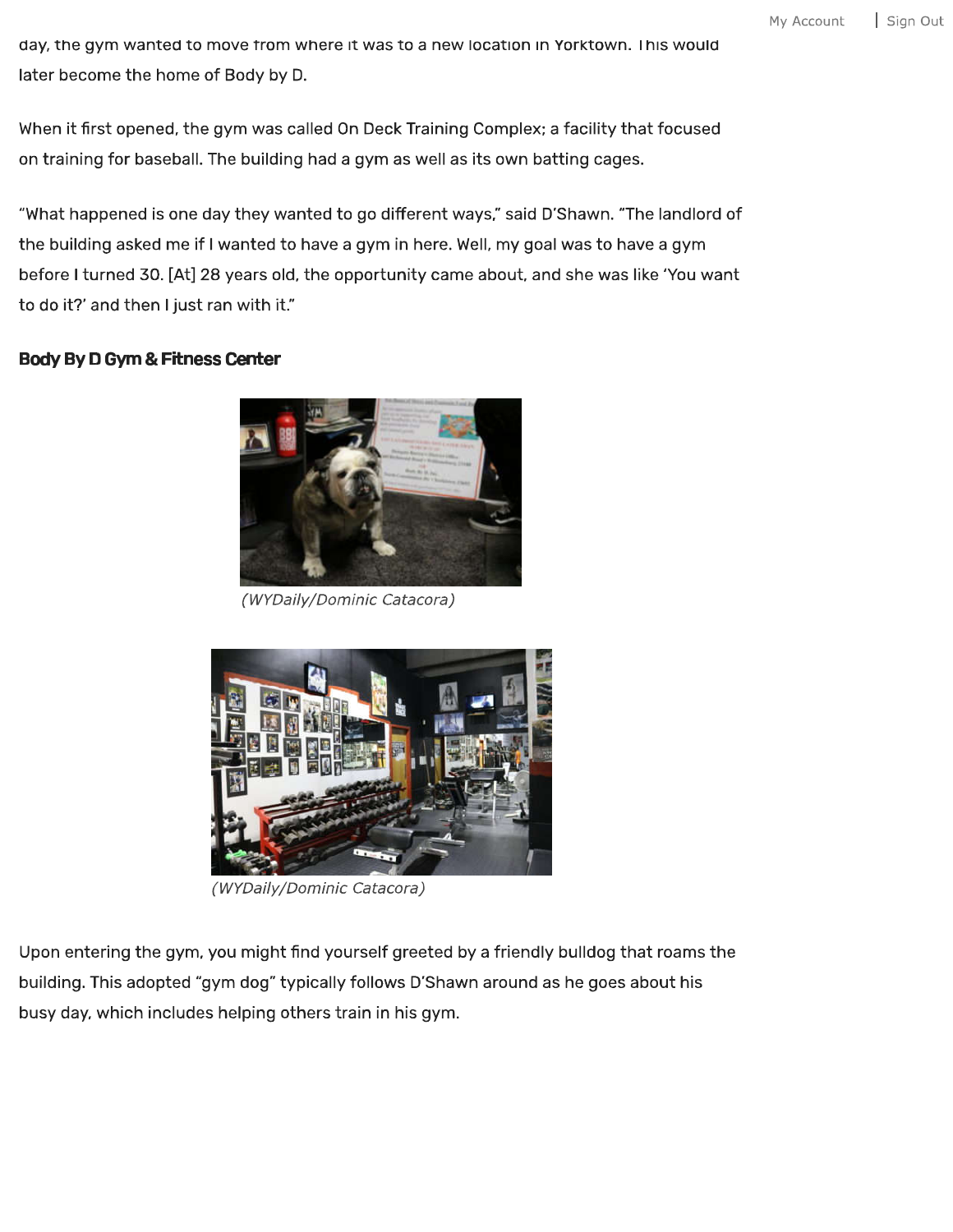day, the gym wanted to move from where it was to a new location in Yorktown. This would later become the home of Body by D.

When it first opened, the gym was called On Deck Training Complex; a facility that focused on training for baseball. The building had a gym as well as its own batting cages.

"What happened is one day they wanted to go different ways," said D'Shawn. "The landlord of the building asked me if I wanted to have a gym in here. Well, my goal was to have a gym before I turned 30. [At] 28 years old, the opportunity came about, and she was like 'You want to do it?' and then I just ran with it."

**Body By D Gym & Fitness Center**

*(WYDaily/Dominic Catacora)*

*(WYDaily/Dominic Catacora)*

Upon entering the gym, you might find yourself greeted by a friendly bulldog that roams the building. This adopted "gym dog" typically follows D'Shawn around as he goes about his busy day, which includes helping others train in his gym.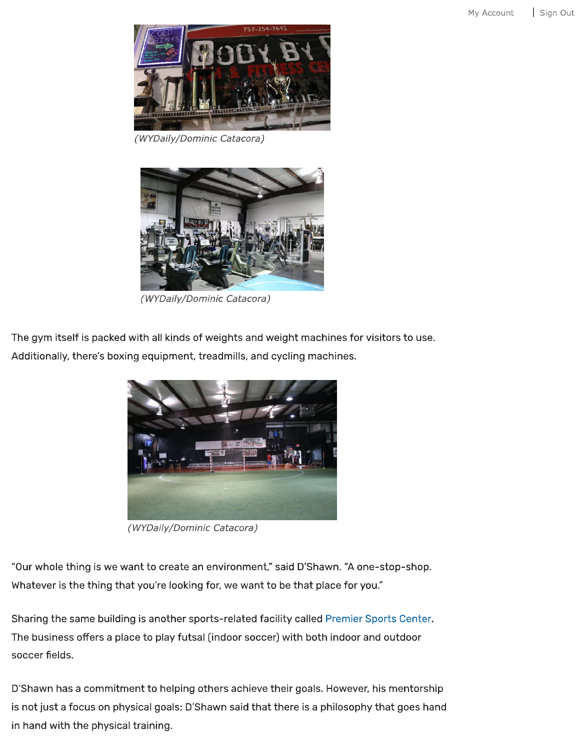(WYDaily/Dominic Catacora)

(WYDaily/Dominic Catacora)

The gym itself is packed with all kinds of weights and weight machines for visitors to use. Additionally, there's boxing equipment, treadmills, and cycling machines.

(WYDaily/Dominic Catacora)

"Our whole thing is we want to create an environment," said D'Shawn. "A one-stop-shop. Whatever is the thing that you're looking for, we want to be that place for you."

Sharing the same building is another sports-related facility called Premier Sports Center. The business offers a place to play futsal (indoor soccer) with both indoor and outdoor soccer fields.

D'Shawn has a commitment to helping others achieve their goals. However, his mentorship is not just a focus on physical goals; D'Shawn said that there is a philosophy that goes hand in hand with the physical training.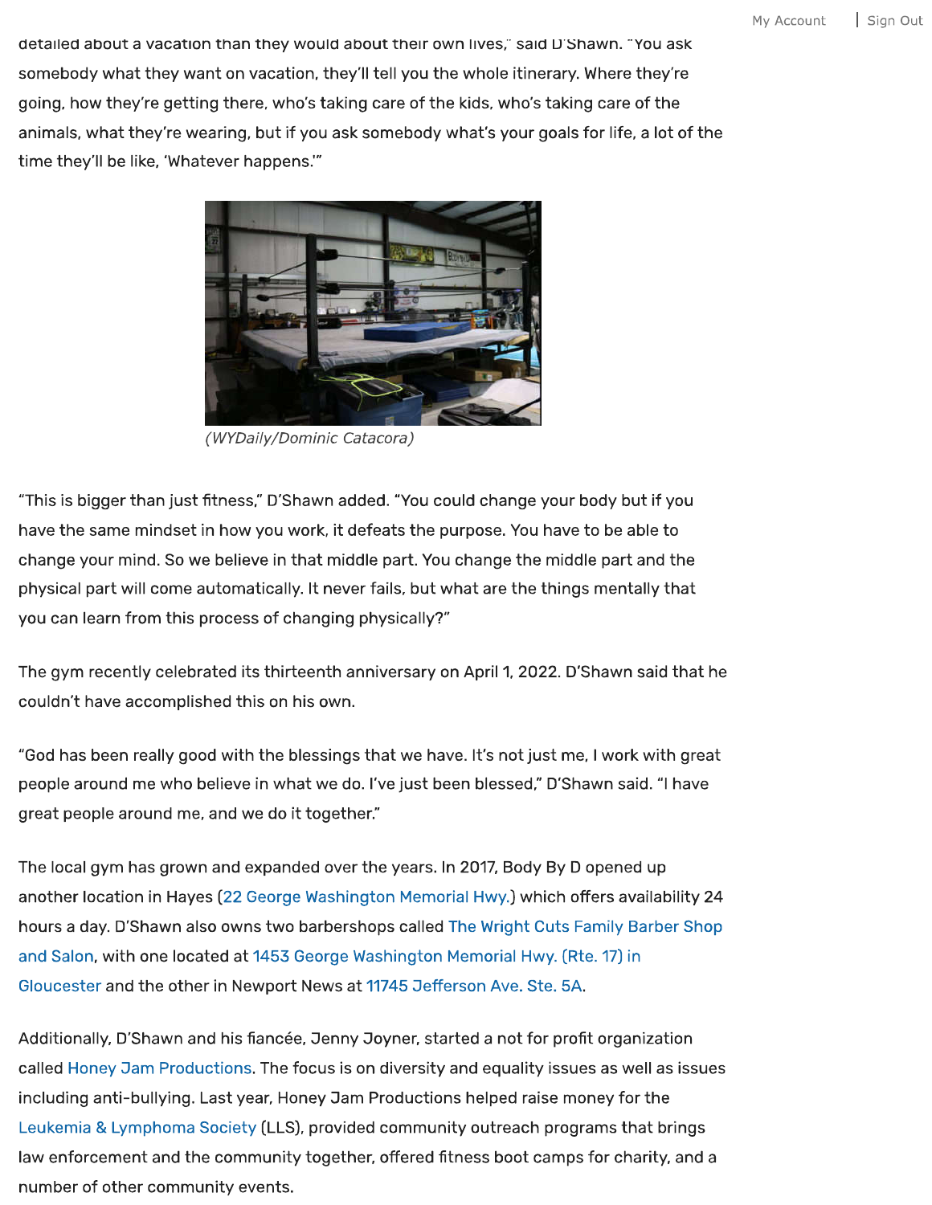detailed about a vacation than they would about their own lives," said D'Shawn. "You ask somebody what they want on vacation, they'll tell you the whole itinerary. Where they're going, how they're getting there, who's taking care of the kids, who's taking care of the animals, what they're wearing, but if you ask somebody what's your goals for life, a lot of the time they'll be like, 'Whatever happens.'"

*(WYDaily/Dominic Catacora)*

"This is bigger than just fitness," D'Shawn added. "You could change your body but if you have the same mindset in how you work, it defeats the purpose. You have to be able to change your mind. So we believe in that middle part. You change the middle part and the physical part will come automatically. It never fails, but what are the things mentally that you can learn from this process of changing physically?"

The gym recently celebrated its thirteenth anniversary on April 1, 2022. D'Shawn said that he couldn't have accomplished this on his own.

"God has been really good with the blessings that we have. It's not just me, I work with great people around me who believe in what we do. I've just been blessed," D'Shawn said. "I have great people around me, and we do it together."

The local gym has grown and expanded over the years. In 2017, Body By D opened up another location in Hayes (22 George Washington Memorial Hwy.) which offers availability 24 hours a day. D'Shawn also owns two barbershops called The Wright Cuts Family Barber Shop and Salon, with one located at 1453 George Washington Memorial Hwy. (Rte. 17) in Gloucester and the other in Newport News at 11745 Jefferson Ave. Ste. 5A.

Additionally, D'Shawn and his fiancée, Jenny Joyner, started a not for profit organization called Honey Jam Productions. The focus is on diversity and equality issues as well as issues including anti-bullying. Last year, Honey Jam Productions helped raise money for the Leukemia & Lymphoma Society (LLS), provided community outreach programs that brings law enforcement and the community together, offered fitness boot camps for charity, and a number of other community events.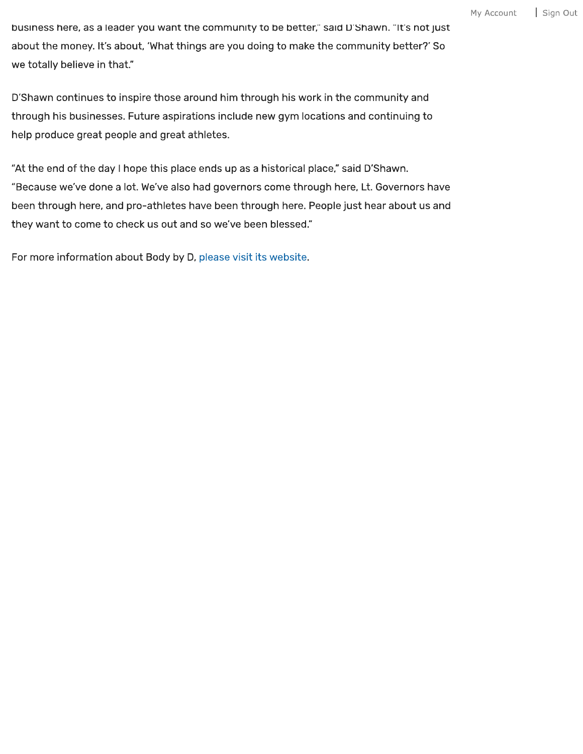business here, as a leader you want the community to be better," said D'Shawn. "It's not just about the money. It's about, 'What things are you doing to make the community better?' So we totally believe in that."

D'Shawn continues to inspire those around him through his work in the community and through his businesses. Future aspirations include new gym locations and continuing to help produce great people and great athletes.

"At the end of the day I hope this place ends up as a historical place," said D'Shawn. "Because we've done a lot. We've also had governors come through here, Lt. Governors have been through here, and pro-athletes have been through here. People just hear about us and they want to come to check us out and so we've been blessed."

For more information about Body by D, please visit its website.